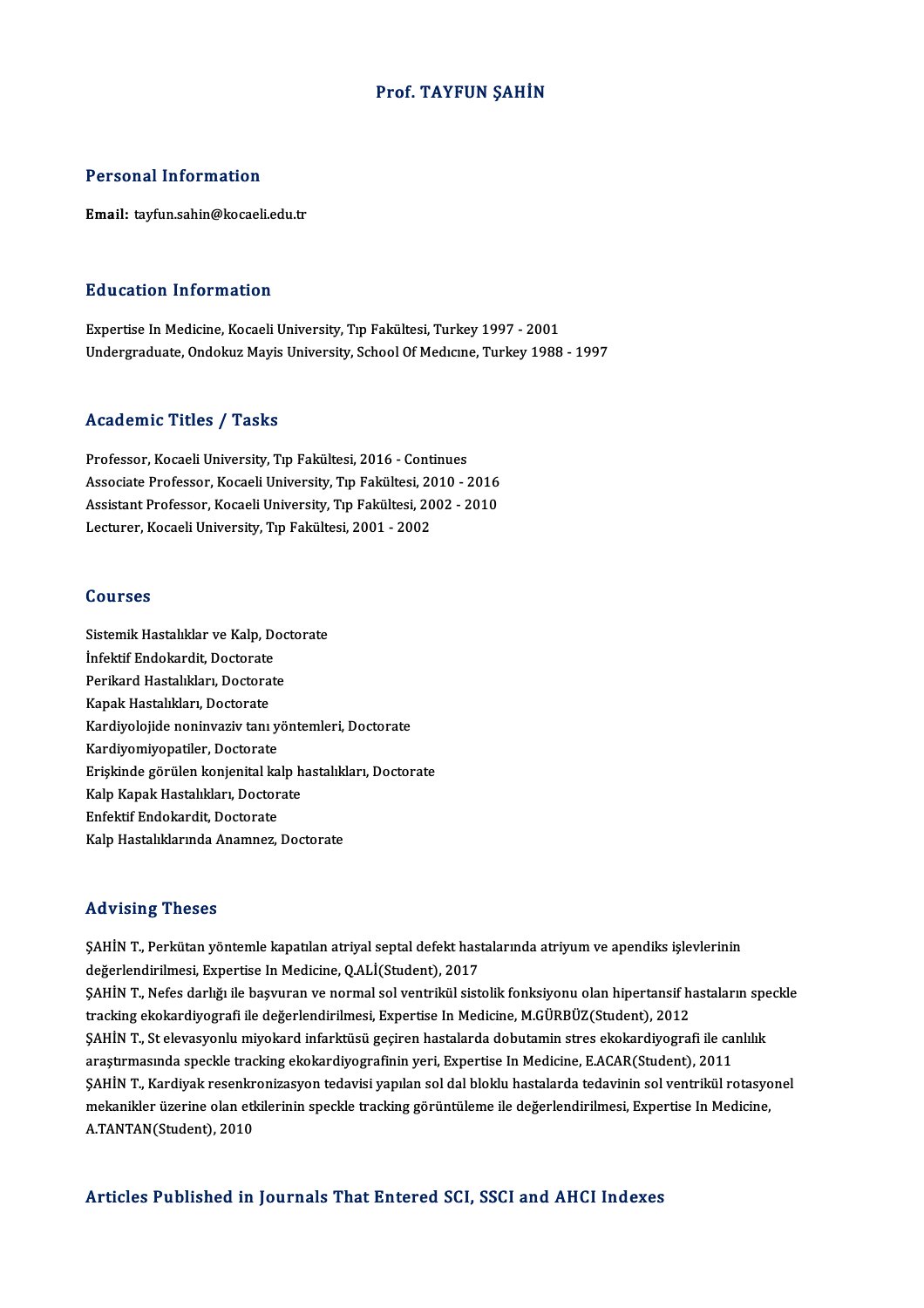# Prof. TAYFUN ŞAHİN

## Personal Information

**Email:** tayfun.sahin@kocaeli.edu.tr

## Education Information

Expertise In Medicine, Kocaeli University, Tıp Fakültesi, Turkey 1997 - 2001
Undergraduate, Ondokuz Mayis University, School Of Medıcıne, Turkey 1988 - 1997

## Academic Titles / Tasks

Professor, Kocaeli University, Tıp Fakültesi, 2016 - Continues
Associate Professor, Kocaeli University, Tıp Fakültesi, 2010 - 2016
Assistant Professor, Kocaeli University, Tıp Fakültesi, 2002 - 2010
Lecturer, Kocaeli University, Tıp Fakültesi, 2001 - 2002

## Courses

Sistemik Hastalıklar ve Kalp, Doctorate
İnfektif Endokardit, Doctorate
Perikard Hastalıkları, Doctorate
Kapak Hastalıkları, Doctorate
Kardiyolojide noninvaziv tanı yöntemleri, Doctorate
Kardiyomiyopatiler, Doctorate
Erişkinde görülen konjenital kalp hastalıkları, Doctorate
Kalp Kapak Hastalıkları, Doctorate
Enfektif Endokardit, Doctorate
Kalp Hastalıklarında Anamnez, Doctorate

## Advising Theses

ŞAHİN T., Perkütan yöntemle kapatılan atriyal septal defekt hastalarında atriyum ve apendiks işlevlerinin değerlendirilmesi, Expertise In Medicine, Q.ALİ(Student), 2017
ŞAHİN T., Nefes darlığı ile başvuran ve normal sol ventrikül sistolik fonksiyonu olan hipertansif hastaların speckle tracking ekokardiyografi ile değerlendirilmesi, Expertise In Medicine, M.GÜRBÜZ(Student), 2012
ŞAHİN T., St elevasyonlu miyokard infarktüsü geçiren hastalarda dobutamin stres ekokardiyografi ile canlılık araştırmasında speckle tracking ekokardiyografinin yeri, Expertise In Medicine, E.ACAR(Student), 2011
ŞAHİN T., Kardiyak resenkronizasyon tedavisi yapılan sol dal bloklu hastalarda tedavinin sol ventrikül rotasyonel mekanikler üzerine olan etkilerinin speckle tracking görüntüleme ile değerlendirilmesi, Expertise In Medicine, A.TANTAN(Student), 2010

## Articles Published in Journals That Entered SCI, SSCI and AHCI Indexes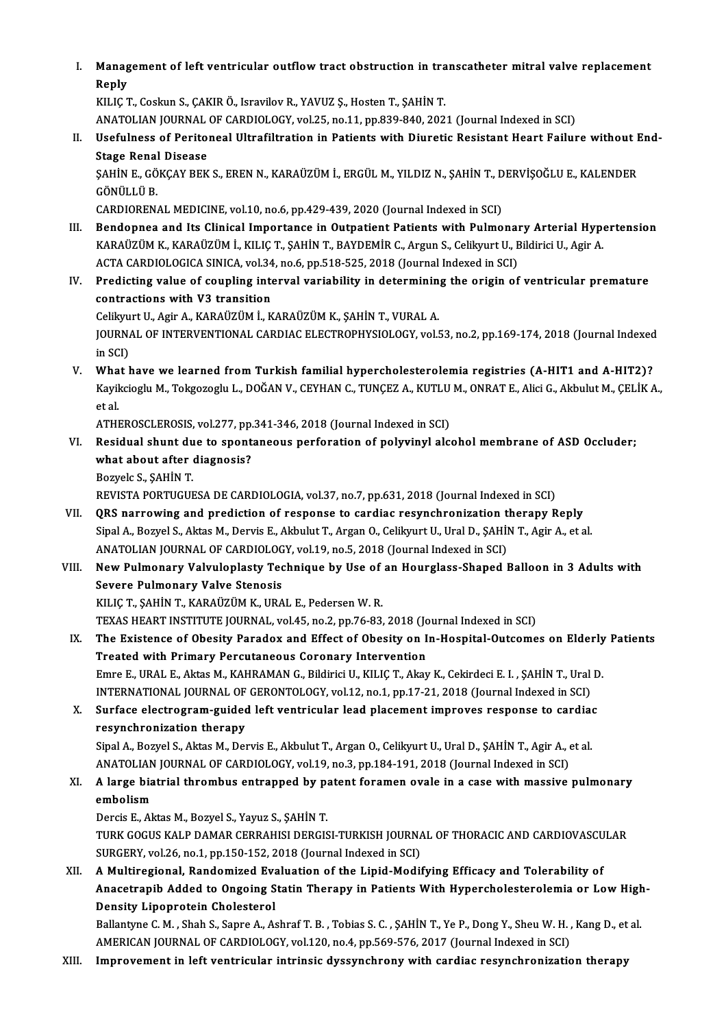I. **Management of left ventricular outflow tract obstruction in transcatheter mitral valve replacement Reply**
KILIÇ T., Coskun S., ÇAKIR Ö., Isravilov R., YAVUZ Ş., Hosten T., ŞAHİN T.
ANATOLIAN JOURNAL OF CARDIOLOGY, vol.25, no.11, pp.839-840, 2021 (Journal Indexed in SCI)

II. **Usefulness of Peritoneal Ultrafiltration in Patients with Diuretic Resistant Heart Failure without End-Stage Renal Disease**
ŞAHİN E., GÖKÇAY BEK S., EREN N., KARAÜZÜM İ., ERGÜL M., YILDIZ N., ŞAHİN T., DERVİŞOĞLU E., KALENDER GÖNÜLLÜ B.
CARDIORENAL MEDICINE, vol.10, no.6, pp.429-439, 2020 (Journal Indexed in SCI)

III. **Bendopnea and Its Clinical Importance in Outpatient Patients with Pulmonary Arterial Hypertension**
KARAÜZÜM K., KARAÜZÜM İ., KILIÇ T., ŞAHİN T., BAYDEMİR C., Argun S., Celikyurt U., Bildirici U., Agir A.
ACTA CARDIOLOGICA SINICA, vol.34, no.6, pp.518-525, 2018 (Journal Indexed in SCI)

IV. **Predicting value of coupling interval variability in determining the origin of ventricular premature contractions with V3 transition**
Celikyurt U., Agir A., KARAÜZÜM İ., KARAÜZÜM K., ŞAHİN T., VURAL A.
JOURNAL OF INTERVENTIONAL CARDIAC ELECTROPHYSIOLOGY, vol.53, no.2, pp.169-174, 2018 (Journal Indexed in SCI)

V. **What have we learned from Turkish familial hypercholesterolemia registries (A-HIT1 and A-HIT2)?**
Kayikcioglu M., Tokgozoglu L., DOĞAN V., CEYHAN C., TUNÇEZ A., KUTLU M., ONRAT E., Alici G., Akbulut M., ÇELİK A., et al.
ATHEROSCLEROSIS, vol.277, pp.341-346, 2018 (Journal Indexed in SCI)

VI. **Residual shunt due to spontaneous perforation of polyvinyl alcohol membrane of ASD Occluder; what about after diagnosis?**
Bozyelc S., ŞAHİN T.
REVISTA PORTUGUESA DE CARDIOLOGIA, vol.37, no.7, pp.631, 2018 (Journal Indexed in SCI)

VII. **QRS narrowing and prediction of response to cardiac resynchronization therapy Reply**
Sipal A., Bozyel S., Aktas M., Dervis E., Akbulut T., Argan O., Celikyurt U., Ural D., ŞAHİN T., Agir A., et al.
ANATOLIAN JOURNAL OF CARDIOLOGY, vol.19, no.5, 2018 (Journal Indexed in SCI)

VIII. **New Pulmonary Valvuloplasty Technique by Use of an Hourglass-Shaped Balloon in 3 Adults with Severe Pulmonary Valve Stenosis**
KILIÇ T., ŞAHİN T., KARAÜZÜM K., URAL E., Pedersen W. R.
TEXAS HEART INSTITUTE JOURNAL, vol.45, no.2, pp.76-83, 2018 (Journal Indexed in SCI)

IX. **The Existence of Obesity Paradox and Effect of Obesity on In-Hospital-Outcomes on Elderly Patients Treated with Primary Percutaneous Coronary Intervention**
Emre E., URAL E., Aktas M., KAHRAMAN G., Bildirici U., KILIÇ T., Akay K., Cekirdeci E. I. , ŞAHİN T., Ural D.
INTERNATIONAL JOURNAL OF GERONTOLOGY, vol.12, no.1, pp.17-21, 2018 (Journal Indexed in SCI)

X. **Surface electrogram-guided left ventricular lead placement improves response to cardiac resynchronization therapy**
Sipal A., Bozyel S., Aktas M., Dervis E., Akbulut T., Argan O., Celikyurt U., Ural D., ŞAHİN T., Agir A., et al.
ANATOLIAN JOURNAL OF CARDIOLOGY, vol.19, no.3, pp.184-191, 2018 (Journal Indexed in SCI)

XI. **A large biatrial thrombus entrapped by patent foramen ovale in a case with massive pulmonary embolism**
Dercis E., Aktas M., Bozyel S., Yayuz S., ŞAHİN T.
TURK GOGUS KALP DAMAR CERRAHISI DERGISI-TURKISH JOURNAL OF THORACIC AND CARDIOVASCULAR SURGERY, vol.26, no.1, pp.150-152, 2018 (Journal Indexed in SCI)

XII. **A Multiregional, Randomized Evaluation of the Lipid-Modifying Efficacy and Tolerability of Anacetrapib Added to Ongoing Statin Therapy in Patients With Hypercholesterolemia or Low High-Density Lipoprotein Cholesterol**
Ballantyne C. M. , Shah S., Sapre A., Ashraf T. B. , Tobias S. C. , ŞAHİN T., Ye P., Dong Y., Sheu W. H. , Kang D., et al.
AMERICAN JOURNAL OF CARDIOLOGY, vol.120, no.4, pp.569-576, 2017 (Journal Indexed in SCI)

XIII. **Improvement in left ventricular intrinsic dyssynchrony with cardiac resynchronization therapy**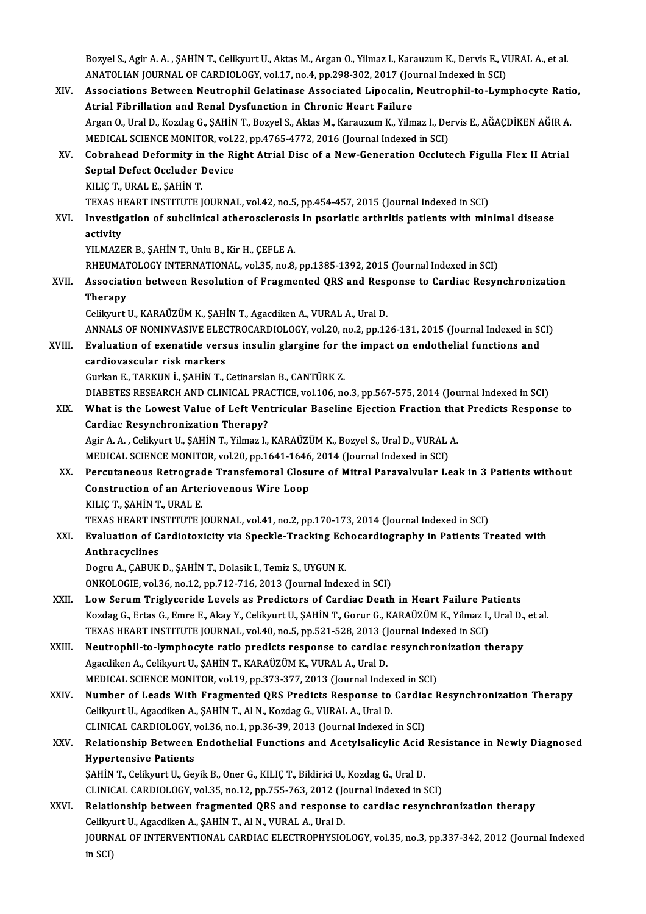Bozyel S., Agir A. A. , ŞAHİN T., Celikyurt U., Aktas M., Argan O., Yilmaz I., Karauzum K., Dervis E., VURAL A., et al.
ANATOLIAN JOURNAL OF CARDIOLOGY, vol.17, no.4, pp.298-302, 2017 (Journal Indexed in SCI)

XIV. **Associations Between Neutrophil Gelatinase Associated Lipocalin, Neutrophil-to-Lymphocyte Ratio, Atrial Fibrillation and Renal Dysfunction in Chronic Heart Failure**
Argan O., Ural D., Kozdag G., ŞAHİN T., Bozyel S., Aktas M., Karauzum K., Yilmaz I., Dervis E., AĞAÇDİKEN AĞIR A.
MEDICAL SCIENCE MONITOR, vol.22, pp.4765-4772, 2016 (Journal Indexed in SCI)

XV. **Cobrahead Deformity in the Right Atrial Disc of a New-Generation Occlutech Figulla Flex II Atrial Septal Defect Occluder Device**
KILIÇ T., URAL E., ŞAHİN T.
TEXAS HEART INSTITUTE JOURNAL, vol.42, no.5, pp.454-457, 2015 (Journal Indexed in SCI)

XVI. **Investigation of subclinical atherosclerosis in psoriatic arthritis patients with minimal disease activity**
YILMAZER B., ŞAHİN T., Unlu B., Kir H., ÇEFLE A.
RHEUMATOLOGY INTERNATIONAL, vol.35, no.8, pp.1385-1392, 2015 (Journal Indexed in SCI)

XVII. **Association between Resolution of Fragmented QRS and Response to Cardiac Resynchronization Therapy**
Celikyurt U., KARAÜZÜM K., ŞAHİN T., Agacdiken A., VURAL A., Ural D.
ANNALS OF NONINVASIVE ELECTROCARDIOLOGY, vol.20, no.2, pp.126-131, 2015 (Journal Indexed in SCI)

XVIII. **Evaluation of exenatide versus insulin glargine for the impact on endothelial functions and cardiovascular risk markers**
Gurkan E., TARKUN İ., ŞAHİN T., Cetinarslan B., CANTÜRK Z.
DIABETES RESEARCH AND CLINICAL PRACTICE, vol.106, no.3, pp.567-575, 2014 (Journal Indexed in SCI)

XIX. **What is the Lowest Value of Left Ventricular Baseline Ejection Fraction that Predicts Response to Cardiac Resynchronization Therapy?**
Agir A. A. , Celikyurt U., ŞAHİN T., Yilmaz I., KARAÜZÜM K., Bozyel S., Ural D., VURAL A.
MEDICAL SCIENCE MONITOR, vol.20, pp.1641-1646, 2014 (Journal Indexed in SCI)

XX. **Percutaneous Retrograde Transfemoral Closure of Mitral Paravalvular Leak in 3 Patients without Construction of an Arteriovenous Wire Loop**
KILIÇ T., ŞAHİN T., URAL E.
TEXAS HEART INSTITUTE JOURNAL, vol.41, no.2, pp.170-173, 2014 (Journal Indexed in SCI)

XXI. **Evaluation of Cardiotoxicity via Speckle-Tracking Echocardiography in Patients Treated with Anthracyclines**
Dogru A., ÇABUK D., ŞAHİN T., Dolasik I., Temiz S., UYGUN K.
ONKOLOGIE, vol.36, no.12, pp.712-716, 2013 (Journal Indexed in SCI)

XXII. **Low Serum Triglyceride Levels as Predictors of Cardiac Death in Heart Failure Patients**
Kozdag G., Ertas G., Emre E., Akay Y., Celikyurt U., ŞAHİN T., Gorur G., KARAÜZÜM K., Yilmaz I., Ural D., et al.
TEXAS HEART INSTITUTE JOURNAL, vol.40, no.5, pp.521-528, 2013 (Journal Indexed in SCI)

XXIII. **Neutrophil-to-lymphocyte ratio predicts response to cardiac resynchronization therapy**
Agacdiken A., Celikyurt U., ŞAHİN T., KARAÜZÜM K., VURAL A., Ural D.
MEDICAL SCIENCE MONITOR, vol.19, pp.373-377, 2013 (Journal Indexed in SCI)

XXIV. **Number of Leads With Fragmented QRS Predicts Response to Cardiac Resynchronization Therapy**
Celikyurt U., Agacdiken A., ŞAHİN T., Al N., Kozdag G., VURAL A., Ural D.
CLINICAL CARDIOLOGY, vol.36, no.1, pp.36-39, 2013 (Journal Indexed in SCI)

XXV. **Relationship Between Endothelial Functions and Acetylsalicylic Acid Resistance in Newly Diagnosed Hypertensive Patients**
ŞAHİN T., Celikyurt U., Geyik B., Oner G., KILIÇ T., Bildirici U., Kozdag G., Ural D.
CLINICAL CARDIOLOGY, vol.35, no.12, pp.755-763, 2012 (Journal Indexed in SCI)

XXVI. **Relationship between fragmented QRS and response to cardiac resynchronization therapy**
Celikyurt U., Agacdiken A., ŞAHİN T., Al N., VURAL A., Ural D.
JOURNAL OF INTERVENTIONAL CARDIAC ELECTROPHYSIOLOGY, vol.35, no.3, pp.337-342, 2012 (Journal Indexed in SCI)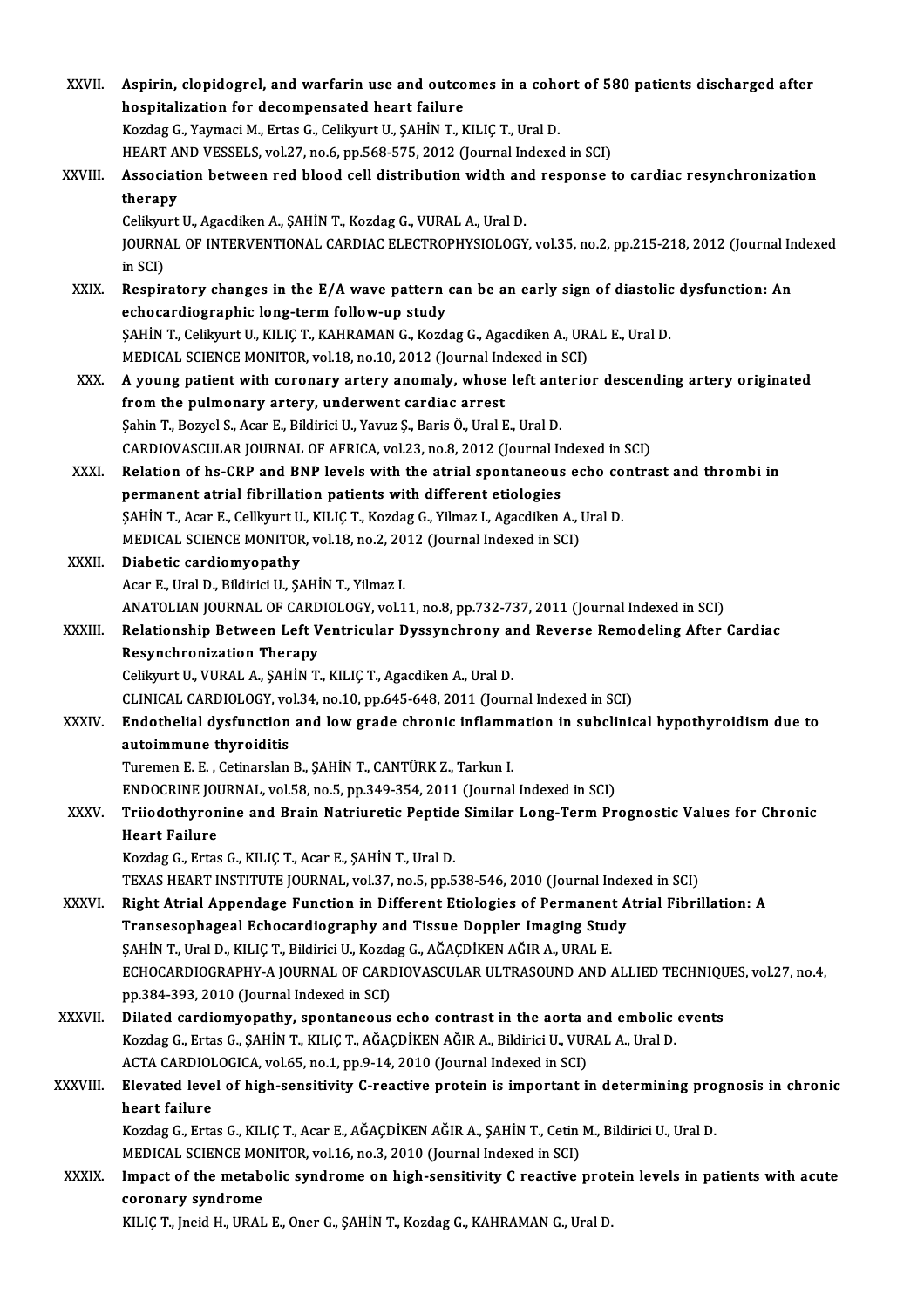XXVII. **Aspirin, clopidogrel, and warfarin use and outcomes in a cohort of 580 patients discharged after hospitalization for decompensated heart failure**
Kozdag G., Yaymaci M., Ertas G., Celikyurt U., ŞAHİN T., KILIÇ T., Ural D.
HEART AND VESSELS, vol.27, no.6, pp.568-575, 2012 (Journal Indexed in SCI)

XXVIII. **Association between red blood cell distribution width and response to cardiac resynchronization therapy**
Celikyurt U., Agacdiken A., ŞAHİN T., Kozdag G., VURAL A., Ural D.
JOURNAL OF INTERVENTIONAL CARDIAC ELECTROPHYSIOLOGY, vol.35, no.2, pp.215-218, 2012 (Journal Indexed in SCI)

XXIX. **Respiratory changes in the E/A wave pattern can be an early sign of diastolic dysfunction: An echocardiographic long-term follow-up study**
ŞAHİN T., Celikyurt U., KILIÇ T., KAHRAMAN G., Kozdag G., Agacdiken A., URAL E., Ural D.
MEDICAL SCIENCE MONITOR, vol.18, no.10, 2012 (Journal Indexed in SCI)

XXX. **A young patient with coronary artery anomaly, whose left anterior descending artery originated from the pulmonary artery, underwent cardiac arrest**
Şahin T., Bozyel S., Acar E., Bildirici U., Yavuz Ş., Baris Ö., Ural E., Ural D.
CARDIOVASCULAR JOURNAL OF AFRICA, vol.23, no.8, 2012 (Journal Indexed in SCI)

XXXI. **Relation of hs-CRP and BNP levels with the atrial spontaneous echo contrast and thrombi in permanent atrial fibrillation patients with different etiologies**
ŞAHİN T., Acar E., Cellkyurt U., KILIÇ T., Kozdag G., Yilmaz I., Agacdiken A., Ural D.
MEDICAL SCIENCE MONITOR, vol.18, no.2, 2012 (Journal Indexed in SCI)

XXXII. **Diabetic cardiomyopathy**
Acar E., Ural D., Bildirici U., ŞAHİN T., Yilmaz I.
ANATOLIAN JOURNAL OF CARDIOLOGY, vol.11, no.8, pp.732-737, 2011 (Journal Indexed in SCI)

XXXIII. **Relationship Between Left Ventricular Dyssynchrony and Reverse Remodeling After Cardiac Resynchronization Therapy**
Celikyurt U., VURAL A., ŞAHİN T., KILIÇ T., Agacdiken A., Ural D.
CLINICAL CARDIOLOGY, vol.34, no.10, pp.645-648, 2011 (Journal Indexed in SCI)

XXXIV. **Endothelial dysfunction and low grade chronic inflammation in subclinical hypothyroidism due to autoimmune thyroiditis**
Turemen E. E. , Cetinarslan B., ŞAHİN T., CANTÜRK Z., Tarkun I.
ENDOCRINE JOURNAL, vol.58, no.5, pp.349-354, 2011 (Journal Indexed in SCI)

XXXV. **Triiodothyronine and Brain Natriuretic Peptide Similar Long-Term Prognostic Values for Chronic Heart Failure**
Kozdag G., Ertas G., KILIÇ T., Acar E., ŞAHİN T., Ural D.
TEXAS HEART INSTITUTE JOURNAL, vol.37, no.5, pp.538-546, 2010 (Journal Indexed in SCI)

XXXVI. **Right Atrial Appendage Function in Different Etiologies of Permanent Atrial Fibrillation: A Transesophageal Echocardiography and Tissue Doppler Imaging Study**
ŞAHİN T., Ural D., KILIÇ T., Bildirici U., Kozdag G., AĞAÇDİKEN AĞIR A., URAL E.
ECHOCARDIOGRAPHY-A JOURNAL OF CARDIOVASCULAR ULTRASOUND AND ALLIED TECHNIQUES, vol.27, no.4, pp.384-393, 2010 (Journal Indexed in SCI)

XXXVII. **Dilated cardiomyopathy, spontaneous echo contrast in the aorta and embolic events**
Kozdag G., Ertas G., ŞAHİN T., KILIÇ T., AĞAÇDİKEN AĞIR A., Bildirici U., VURAL A., Ural D.
ACTA CARDIOLOGICA, vol.65, no.1, pp.9-14, 2010 (Journal Indexed in SCI)

XXXVIII. **Elevated level of high-sensitivity C-reactive protein is important in determining prognosis in chronic heart failure**
Kozdag G., Ertas G., KILIÇ T., Acar E., AĞAÇDİKEN AĞIR A., ŞAHİN T., Cetin M., Bildirici U., Ural D.
MEDICAL SCIENCE MONITOR, vol.16, no.3, 2010 (Journal Indexed in SCI)

XXXIX. **Impact of the metabolic syndrome on high-sensitivity C reactive protein levels in patients with acute coronary syndrome**
KILIÇ T., Jneid H., URAL E., Oner G., ŞAHİN T., Kozdag G., KAHRAMAN G., Ural D.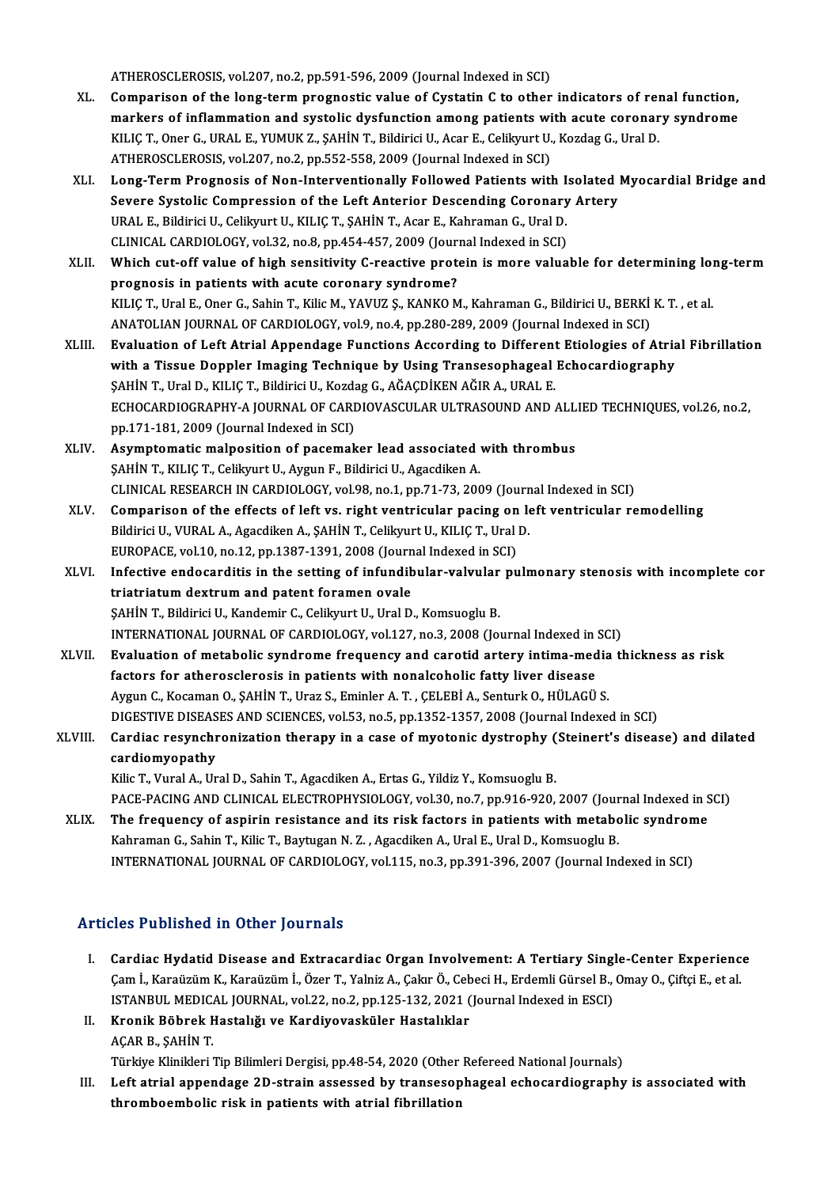ATHEROSCLEROSIS, vol.207, no.2, pp.591-596, 2009 (Journal Indexed in SCI)

XL. **Comparison of the long-term prognostic value of Cystatin C to other indicators of renal function, markers of inflammation and systolic dysfunction among patients with acute coronary syndrome**
KILIÇ T., Oner G., URAL E., YUMUK Z., ŞAHİN T., Bildirici U., Acar E., Celikyurt U., Kozdag G., Ural D.
ATHEROSCLEROSIS, vol.207, no.2, pp.552-558, 2009 (Journal Indexed in SCI)

XLI. **Long-Term Prognosis of Non-Interventionally Followed Patients with Isolated Myocardial Bridge and Severe Systolic Compression of the Left Anterior Descending Coronary Artery**
URAL E., Bildirici U., Celikyurt U., KILIÇ T., ŞAHİN T., Acar E., Kahraman G., Ural D.
CLINICAL CARDIOLOGY, vol.32, no.8, pp.454-457, 2009 (Journal Indexed in SCI)

XLII. **Which cut-off value of high sensitivity C-reactive protein is more valuable for determining long-term prognosis in patients with acute coronary syndrome?**
KILIÇ T., Ural E., Oner G., Sahin T., Kilic M., YAVUZ Ş., KANKO M., Kahraman G., Bildirici U., BERKİ K. T., et al.
ANATOLIAN JOURNAL OF CARDIOLOGY, vol.9, no.4, pp.280-289, 2009 (Journal Indexed in SCI)

XLIII. **Evaluation of Left Atrial Appendage Functions According to Different Etiologies of Atrial Fibrillation with a Tissue Doppler Imaging Technique by Using Transesophageal Echocardiography**
ŞAHİN T., Ural D., KILIÇ T., Bildirici U., Kozdag G., AĞAÇDİKEN AĞIR A., URAL E.
ECHOCARDIOGRAPHY-A JOURNAL OF CARDIOVASCULAR ULTRASOUND AND ALLIED TECHNIQUES, vol.26, no.2, pp.171-181, 2009 (Journal Indexed in SCI)

XLIV. **Asymptomatic malposition of pacemaker lead associated with thrombus**
ŞAHİN T., KILIÇ T., Celikyurt U., Aygun F., Bildirici U., Agacdiken A.
CLINICAL RESEARCH IN CARDIOLOGY, vol.98, no.1, pp.71-73, 2009 (Journal Indexed in SCI)

XLV. **Comparison of the effects of left vs. right ventricular pacing on left ventricular remodelling**
Bildirici U., VURAL A., Agacdiken A., ŞAHİN T., Celikyurt U., KILIÇ T., Ural D.
EUROPACE, vol.10, no.12, pp.1387-1391, 2008 (Journal Indexed in SCI)

XLVI. **Infective endocarditis in the setting of infundibular-valvular pulmonary stenosis with incomplete cor triatriatum dextrum and patent foramen ovale**
ŞAHİN T., Bildirici U., Kandemir C., Celikyurt U., Ural D., Komsuoglu B.
INTERNATIONAL JOURNAL OF CARDIOLOGY, vol.127, no.3, 2008 (Journal Indexed in SCI)

XLVII. **Evaluation of metabolic syndrome frequency and carotid artery intima-media thickness as risk factors for atherosclerosis in patients with nonalcoholic fatty liver disease**
Aygun C., Kocaman O., ŞAHİN T., Uraz S., Eminler A. T. , ÇELEBİ A., Senturk O., HÜLAGÜ S.
DIGESTIVE DISEASES AND SCIENCES, vol.53, no.5, pp.1352-1357, 2008 (Journal Indexed in SCI)

XLVIII. **Cardiac resynchronization therapy in a case of myotonic dystrophy (Steinert's disease) and dilated cardiomyopathy**
Kilic T., Vural A., Ural D., Sahin T., Agacdiken A., Ertas G., Yildiz Y., Komsuoglu B.
PACE-PACING AND CLINICAL ELECTROPHYSIOLOGY, vol.30, no.7, pp.916-920, 2007 (Journal Indexed in SCI)

XLIX. **The frequency of aspirin resistance and its risk factors in patients with metabolic syndrome**
Kahraman G., Sahin T., Kilic T., Baytugan N. Z. , Agacdiken A., Ural E., Ural D., Komsuoglu B.
INTERNATIONAL JOURNAL OF CARDIOLOGY, vol.115, no.3, pp.391-396, 2007 (Journal Indexed in SCI)

## Articles Published in Other Journals

I. **Cardiac Hydatid Disease and Extracardiac Organ Involvement: A Tertiary Single-Center Experience**
Çam İ., Karaüzüm K., Karaüzüm İ., Özer T., Yalniz A., Çakır Ö., Cebeci H., Erdemli Gürsel B., Omay O., Çiftçi E., et al.
ISTANBUL MEDICAL JOURNAL, vol.22, no.2, pp.125-132, 2021 (Journal Indexed in ESCI)

II. **Kronik Böbrek Hastalığı ve Kardiyovasküler Hastalıklar**
AÇAR B., ŞAHİN T.
Türkiye Klinikleri Tip Bilimleri Dergisi, pp.48-54, 2020 (Other Refereed National Journals)

III. **Left atrial appendage 2D-strain assessed by transesophageal echocardiography is associated with thromboembolic risk in patients with atrial fibrillation**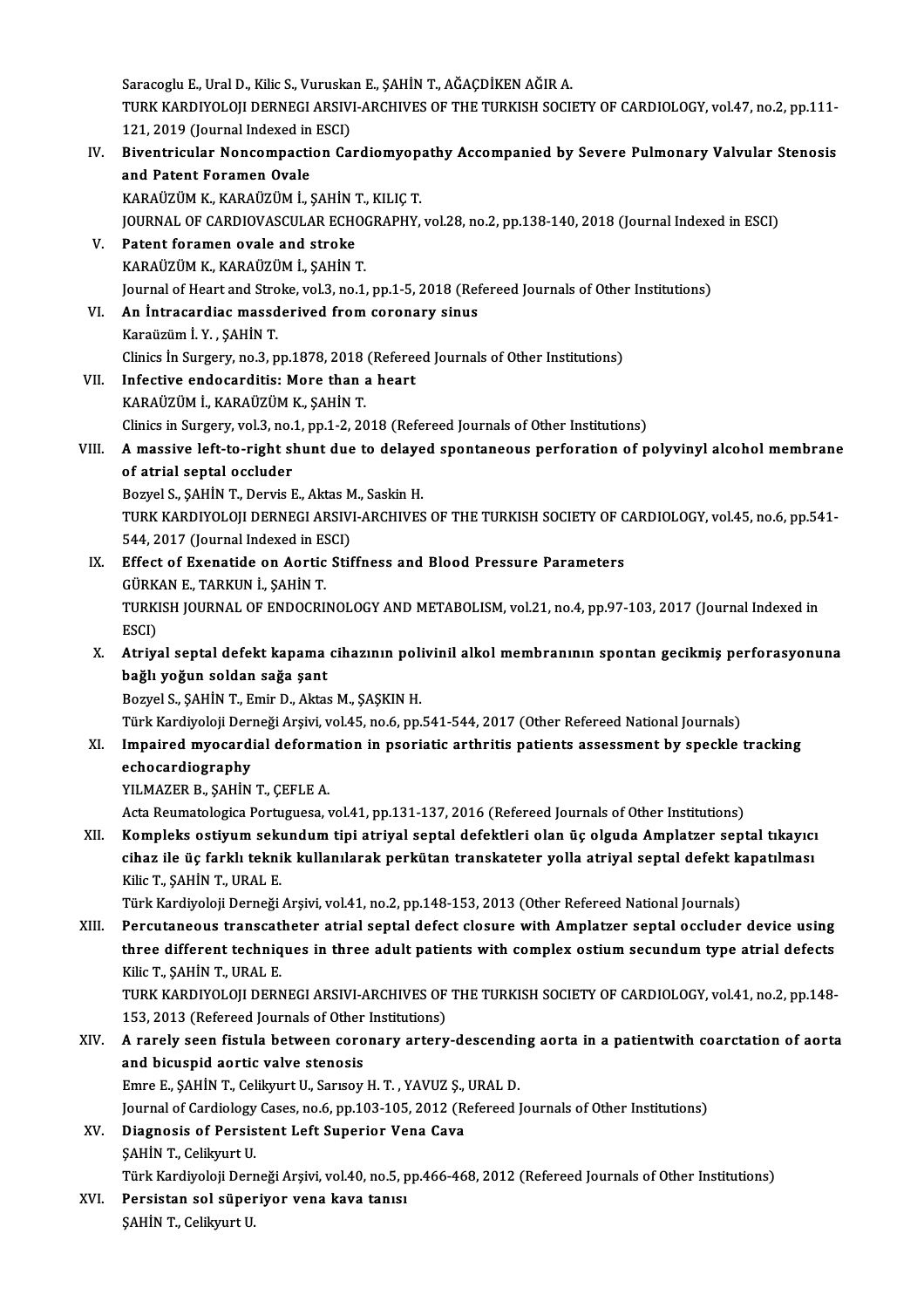Saracoglu E., Ural D., Kilic S., Vuruskan E., ŞAHİN T., AĞAÇDİKEN AĞIR A.
TURK KARDIYOLOJI DERNEGI ARSIVI-ARCHIVES OF THE TURKISH SOCIETY OF CARDIOLOGY, vol.47, no.2, pp.111-121, 2019 (Journal Indexed in ESCI)

IV. **Biventricular Noncompaction Cardiomyopathy Accompanied by Severe Pulmonary Valvular Stenosis and Patent Foramen Ovale**
KARAÜZÜM K., KARAÜZÜM İ., ŞAHİN T., KILIÇ T.
JOURNAL OF CARDIOVASCULAR ECHOGRAPHY, vol.28, no.2, pp.138-140, 2018 (Journal Indexed in ESCI)

V. **Patent foramen ovale and stroke**
KARAÜZÜM K., KARAÜZÜM İ., ŞAHİN T.
Journal of Heart and Stroke, vol.3, no.1, pp.1-5, 2018 (Refereed Journals of Other Institutions)

VI. **An İntracardiac massderived from coronary sinus**
Karaüzüm İ. Y. , ŞAHİN T.
Clinics İn Surgery, no.3, pp.1878, 2018 (Refereed Journals of Other Institutions)

VII. **Infective endocarditis: More than a heart**
KARAÜZÜM İ., KARAÜZÜM K., ŞAHİN T.
Clinics in Surgery, vol.3, no.1, pp.1-2, 2018 (Refereed Journals of Other Institutions)

VIII. **A massive left-to-right shunt due to delayed spontaneous perforation of polyvinyl alcohol membrane of atrial septal occluder**
Bozyel S., ŞAHİN T., Dervis E., Aktas M., Saskin H.
TURK KARDIYOLOJI DERNEGI ARSIVI-ARCHIVES OF THE TURKISH SOCIETY OF CARDIOLOGY, vol.45, no.6, pp.541-544, 2017 (Journal Indexed in ESCI)

IX. **Effect of Exenatide on Aortic Stiffness and Blood Pressure Parameters**
GÜRKAN E., TARKUN İ., ŞAHİN T.
TURKISH JOURNAL OF ENDOCRINOLOGY AND METABOLISM, vol.21, no.4, pp.97-103, 2017 (Journal Indexed in ESCI)

X. **Atriyal septal defekt kapama cihazının polivinil alkol membranının spontan gecikmiş perforasyonuna bağlı yoğun soldan sağa şant**
Bozyel S., ŞAHİN T., Emir D., Aktas M., ŞAŞKIN H.
Türk Kardiyoloji Derneği Arşivi, vol.45, no.6, pp.541-544, 2017 (Other Refereed National Journals)

XI. **Impaired myocardial deformation in psoriatic arthritis patients assessment by speckle tracking echocardiography**
YILMAZER B., ŞAHİN T., ÇEFLE A.
Acta Reumatologica Portuguesa, vol.41, pp.131-137, 2016 (Refereed Journals of Other Institutions)

XII. **Kompleks ostiyum sekundum tipi atriyal septal defektleri olan üç olguda Amplatzer septal tıkayıcı cihaz ile üç farklı teknik kullanılarak perkütan transkateter yolla atriyal septal defekt kapatılması**
Kilic T., ŞAHİN T., URAL E.
Türk Kardiyoloji Derneği Arşivi, vol.41, no.2, pp.148-153, 2013 (Other Refereed National Journals)

XIII. **Percutaneous transcatheter atrial septal defect closure with Amplatzer septal occluder device using three different techniques in three adult patients with complex ostium secundum type atrial defects**
Kilic T., ŞAHİN T., URAL E.
TURK KARDIYOLOJI DERNEGI ARSIVI-ARCHIVES OF THE TURKISH SOCIETY OF CARDIOLOGY, vol.41, no.2, pp.148-153, 2013 (Refereed Journals of Other Institutions)

XIV. **A rarely seen fistula between coronary artery-descending aorta in a patientwith coarctation of aorta and bicuspid aortic valve stenosis**
Emre E., ŞAHİN T., Celikyurt U., Sarısoy H. T. , YAVUZ Ş., URAL D.
Journal of Cardiology Cases, no.6, pp.103-105, 2012 (Refereed Journals of Other Institutions)

XV. **Diagnosis of Persistent Left Superior Vena Cava**
ŞAHİN T., Celikyurt U.
Türk Kardiyoloji Derneği Arşivi, vol.40, no.5, pp.466-468, 2012 (Refereed Journals of Other Institutions)

XVI. **Persistan sol süperiyor vena kava tanısı**
ŞAHİN T., Celikyurt U.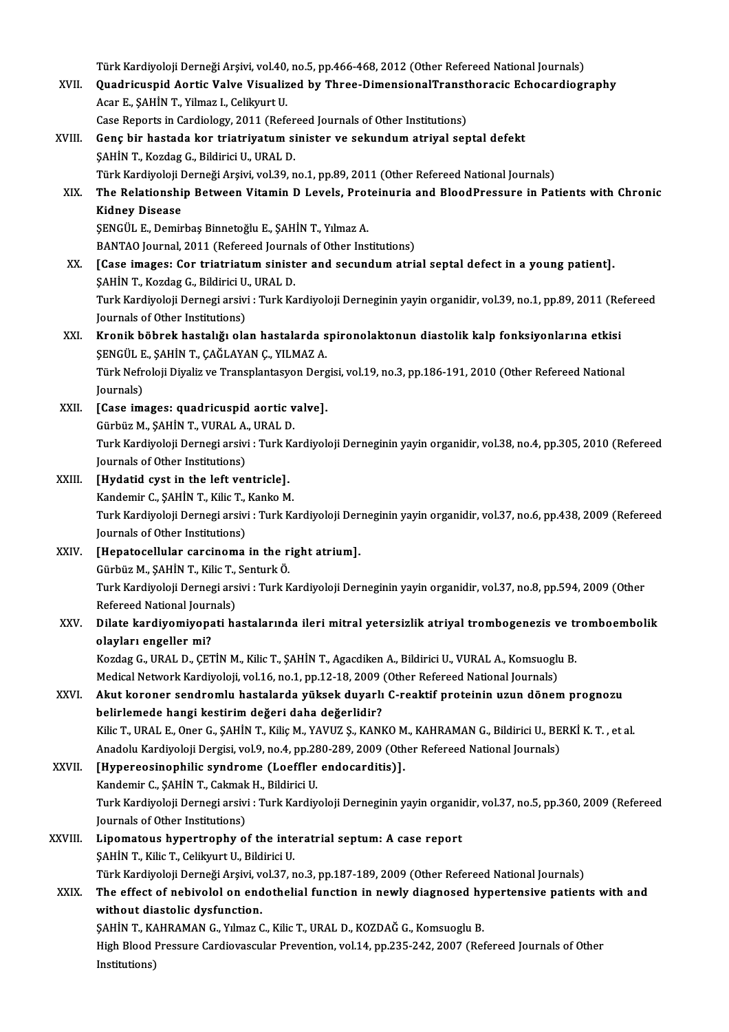Türk Kardiyoloji Derneği Arşivi, vol.40, no.5, pp.466-468, 2012 (Other Refereed National Journals)

XVII. **Quadricuspid Aortic Valve Visualized by Three-DimensionalTransthoracic Echocardiography**
Acar E., ŞAHİN T., Yilmaz I., Celikyurt U.
Case Reports in Cardiology, 2011 (Refereed Journals of Other Institutions)

XVIII. **Genç bir hastada kor triatriyatum sinister ve sekundum atriyal septal defekt**
ŞAHİN T., Kozdag G., Bildirici U., URAL D.
Türk Kardiyoloji Derneği Arşivi, vol.39, no.1, pp.89, 2011 (Other Refereed National Journals)

XIX. **The Relationship Between Vitamin D Levels, Proteinuria and BloodPressure in Patients with Chronic Kidney Disease**
ŞENGÜL E., Demirbaş Binnetoğlu E., ŞAHİN T., Yılmaz A.
BANTAO Journal, 2011 (Refereed Journals of Other Institutions)

XX. **[Case images: Cor triatriatum sinister and secundum atrial septal defect in a young patient].**
ŞAHİN T., Kozdag G., Bildirici U., URAL D.
Turk Kardiyoloji Dernegi arsivi : Turk Kardiyoloji Derneginin yayin organidir, vol.39, no.1, pp.89, 2011 (Refereed Journals of Other Institutions)

XXI. **Kronik böbrek hastalığı olan hastalarda spironolaktonun diastolik kalp fonksiyonlarına etkisi**
ŞENGÜL E., ŞAHİN T., ÇAĞLAYAN Ç., YILMAZ A.
Türk Nefroloji Diyaliz ve Transplantasyon Dergisi, vol.19, no.3, pp.186-191, 2010 (Other Refereed National Journals)

XXII. **[Case images: quadricuspid aortic valve].**
Gürbüz M., ŞAHİN T., VURAL A., URAL D.
Turk Kardiyoloji Dernegi arsivi : Turk Kardiyoloji Derneginin yayin organidir, vol.38, no.4, pp.305, 2010 (Refereed Journals of Other Institutions)

XXIII. **[Hydatid cyst in the left ventricle].**
Kandemir C., ŞAHİN T., Kilic T., Kanko M.
Turk Kardiyoloji Dernegi arsivi : Turk Kardiyoloji Derneginin yayin organidir, vol.37, no.6, pp.438, 2009 (Refereed Journals of Other Institutions)

XXIV. **[Hepatocellular carcinoma in the right atrium].**
Gürbüz M., ŞAHİN T., Kilic T., Senturk Ö.
Turk Kardiyoloji Dernegi arsivi : Turk Kardiyoloji Derneginin yayin organidir, vol.37, no.8, pp.594, 2009 (Other Refereed National Journals)

XXV. **Dilate kardiyomiyopati hastalarında ileri mitral yetersizlik atriyal trombogenezis ve tromboembolik olayları engeller mi?**
Kozdag G., URAL D., ÇETİN M., Kilic T., ŞAHİN T., Agacdiken A., Bildirici U., VURAL A., Komsuoglu B.
Medical Network Kardiyoloji, vol.16, no.1, pp.12-18, 2009 (Other Refereed National Journals)

XXVI. **Akut koroner sendromlu hastalarda yüksek duyarlı C-reaktif proteinin uzun dönem prognozu belirlemede hangi kestirim değeri daha değerlidir?**
Kilic T., URAL E., Oner G., ŞAHİN T., Kiliç M., YAVUZ Ş., KANKO M., KAHRAMAN G., Bildirici U., BERKİ K. T. , et al.
Anadolu Kardiyoloji Dergisi, vol.9, no.4, pp.280-289, 2009 (Other Refereed National Journals)

XXVII. **[Hypereosinophilic syndrome (Loeffler endocarditis)].**
Kandemir C., ŞAHİN T., Cakmak H., Bildirici U.
Turk Kardiyoloji Dernegi arsivi : Turk Kardiyoloji Derneginin yayin organidir, vol.37, no.5, pp.360, 2009 (Refereed Journals of Other Institutions)

XXVIII. **Lipomatous hypertrophy of the interatrial septum: A case report**
ŞAHİN T., Kilic T., Celikyurt U., Bildirici U.
Türk Kardiyoloji Derneği Arşivi, vol.37, no.3, pp.187-189, 2009 (Other Refereed National Journals)

XXIX. **The effect of nebivolol on endothelial function in newly diagnosed hypertensive patients with and without diastolic dysfunction.**
ŞAHİN T., KAHRAMAN G., Yılmaz C., Kilic T., URAL D., KOZDAĞ G., Komsuoglu B.
High Blood Pressure Cardiovascular Prevention, vol.14, pp.235-242, 2007 (Refereed Journals of Other Institutions)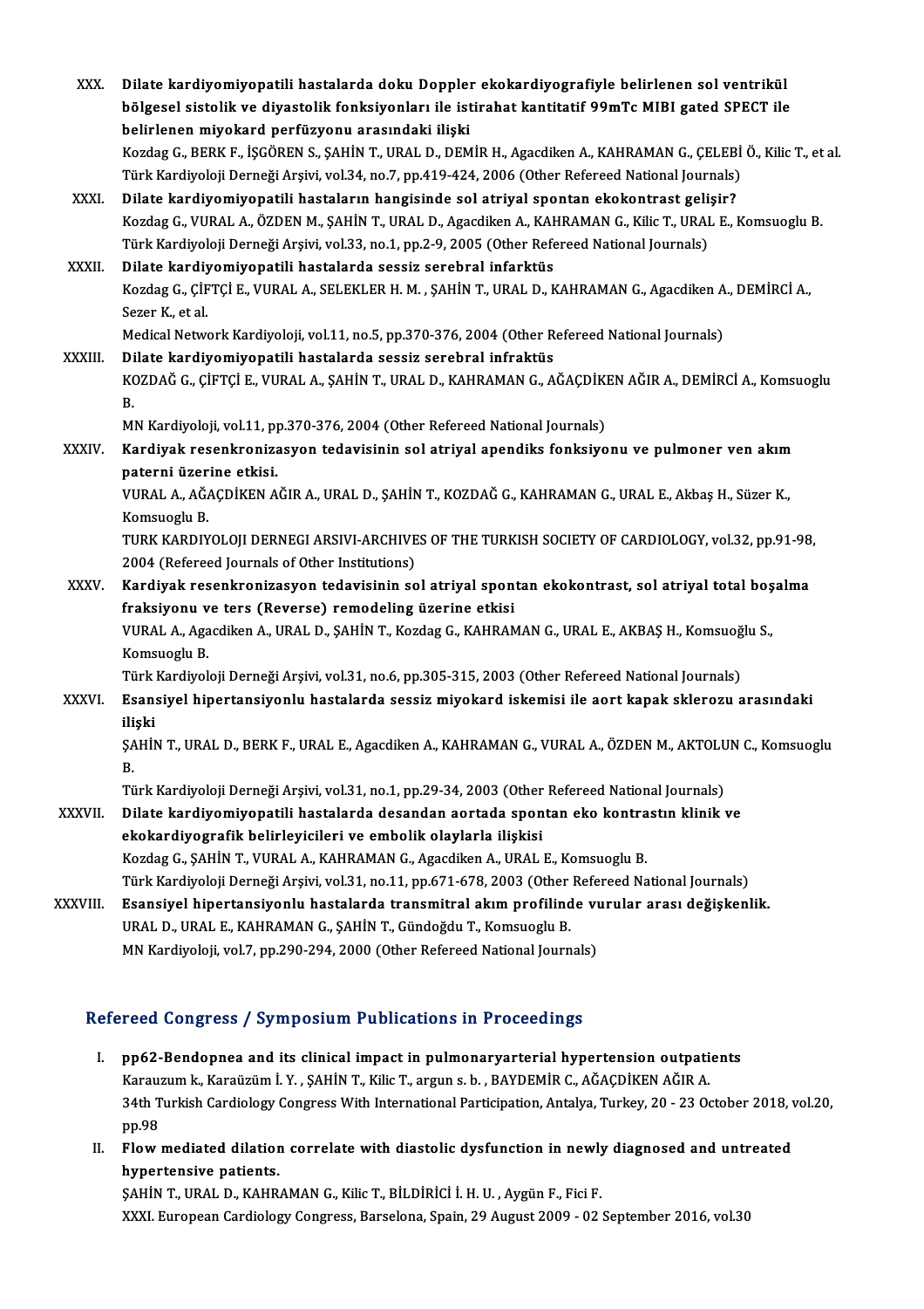XXX. **Dilate kardiyomiyopatili hastalarda doku Doppler ekokardiyografiyle belirlenen sol ventrikül bölgesel sistolik ve diyastolik fonksiyonları ile istirahat kantitatif 99mTc MIBI gated SPECT ile belirlenen miyokard perfüzyonu arasındaki ilişki**
Kozdag G., BERK F., İŞGÖREN S., ŞAHİN T., URAL D., DEMİR H., Agacdiken A., KAHRAMAN G., ÇELEBİ Ö., Kilic T., et al.
Türk Kardiyoloji Derneği Arşivi, vol.34, no.7, pp.419-424, 2006 (Other Refereed National Journals)

XXXI. **Dilate kardiyomiyopatili hastaların hangisinde sol atriyal spontan ekokontrast gelişir?**
Kozdag G., VURAL A., ÖZDEN M., ŞAHİN T., URAL D., Agacdiken A., KAHRAMAN G., Kilic T., URAL E., Komsuoglu B.
Türk Kardiyoloji Derneği Arşivi, vol.33, no.1, pp.2-9, 2005 (Other Refereed National Journals)

XXXII. **Dilate kardiyomiyopatili hastalarda sessiz serebral infarktüs**
Kozdag G., ÇİFTÇİ E., VURAL A., SELEKLER H. M. , ŞAHİN T., URAL D., KAHRAMAN G., Agacdiken A., DEMİRCİ A., Sezer K., et al.
Medical Network Kardiyoloji, vol.11, no.5, pp.370-376, 2004 (Other Refereed National Journals)

XXXIII. **Dilate kardiyomiyopatili hastalarda sessiz serebral infraktüs**
KOZDAĞ G., ÇİFTÇİ E., VURAL A., ŞAHİN T., URAL D., KAHRAMAN G., AĞAÇDİKEN AĞIR A., DEMİRCİ A., Komsuoglu B.
MN Kardiyoloji, vol.11, pp.370-376, 2004 (Other Refereed National Journals)

XXXIV. **Kardiyak resenkronizasyon tedavisinin sol atriyal apendiks fonksiyonu ve pulmoner ven akım paterni üzerine etkisi.**
VURAL A., AĞAÇDİKEN AĞIR A., URAL D., ŞAHİN T., KOZDAĞ G., KAHRAMAN G., URAL E., Akbaş H., Süzer K., Komsuoglu B.
TURK KARDIYOLOJI DERNEGI ARSIVI-ARCHIVES OF THE TURKISH SOCIETY OF CARDIOLOGY, vol.32, pp.91-98, 2004 (Refereed Journals of Other Institutions)

XXXV. **Kardiyak resenkronizasyon tedavisinin sol atriyal spontan ekokontrast, sol atriyal total boşalma fraksiyonu ve ters (Reverse) remodeling üzerine etkisi**
VURAL A., Agacdiken A., URAL D., ŞAHİN T., Kozdag G., KAHRAMAN G., URAL E., AKBAŞ H., Komsuoğlu S., Komsuoglu B.
Türk Kardiyoloji Derneği Arşivi, vol.31, no.6, pp.305-315, 2003 (Other Refereed National Journals)

XXXVI. **Esansiyel hipertansiyonlu hastalarda sessiz miyokard iskemisi ile aort kapak sklerozu arasındaki ilişki**
ŞAHİN T., URAL D., BERK F., URAL E., Agacdiken A., KAHRAMAN G., VURAL A., ÖZDEN M., AKTOLUN C., Komsuoglu B.
Türk Kardiyoloji Derneği Arşivi, vol.31, no.1, pp.29-34, 2003 (Other Refereed National Journals)

XXXVII. **Dilate kardiyomiyopatili hastalarda desandan aortada spontan eko kontrastın klinik ve ekokardiyografik belirleyicileri ve embolik olaylarla ilişkisi**
Kozdag G., ŞAHİN T., VURAL A., KAHRAMAN G., Agacdiken A., URAL E., Komsuoglu B.
Türk Kardiyoloji Derneği Arşivi, vol.31, no.11, pp.671-678, 2003 (Other Refereed National Journals)

XXXVIII. **Esansiyel hipertansiyonlu hastalarda transmitral akım profilinde vurular arası değişkenlik.**
URAL D., URAL E., KAHRAMAN G., ŞAHİN T., Gündoğdu T., Komsuoglu B.
MN Kardiyoloji, vol.7, pp.290-294, 2000 (Other Refereed National Journals)

## Refereed Congress / Symposium Publications in Proceedings

I. **pp62-Bendopnea and its clinical impact in pulmonaryarterial hypertension outpatients**
Karauzum k., Karaüzüm İ. Y. , ŞAHİN T., Kilic T., argun s. b. , BAYDEMİR C., AĞAÇDİKEN AĞIR A.
34th Turkish Cardiology Congress With International Participation, Antalya, Turkey, 20 - 23 October 2018, vol.20, pp.98

II. **Flow mediated dilation correlate with diastolic dysfunction in newly diagnosed and untreated hypertensive patients.**
ŞAHİN T., URAL D., KAHRAMAN G., Kilic T., BİLDİRİCİ İ. H. U. , Aygün F., Fici F.
XXXI. European Cardiology Congress, Barselona, Spain, 29 August 2009 - 02 September 2016, vol.30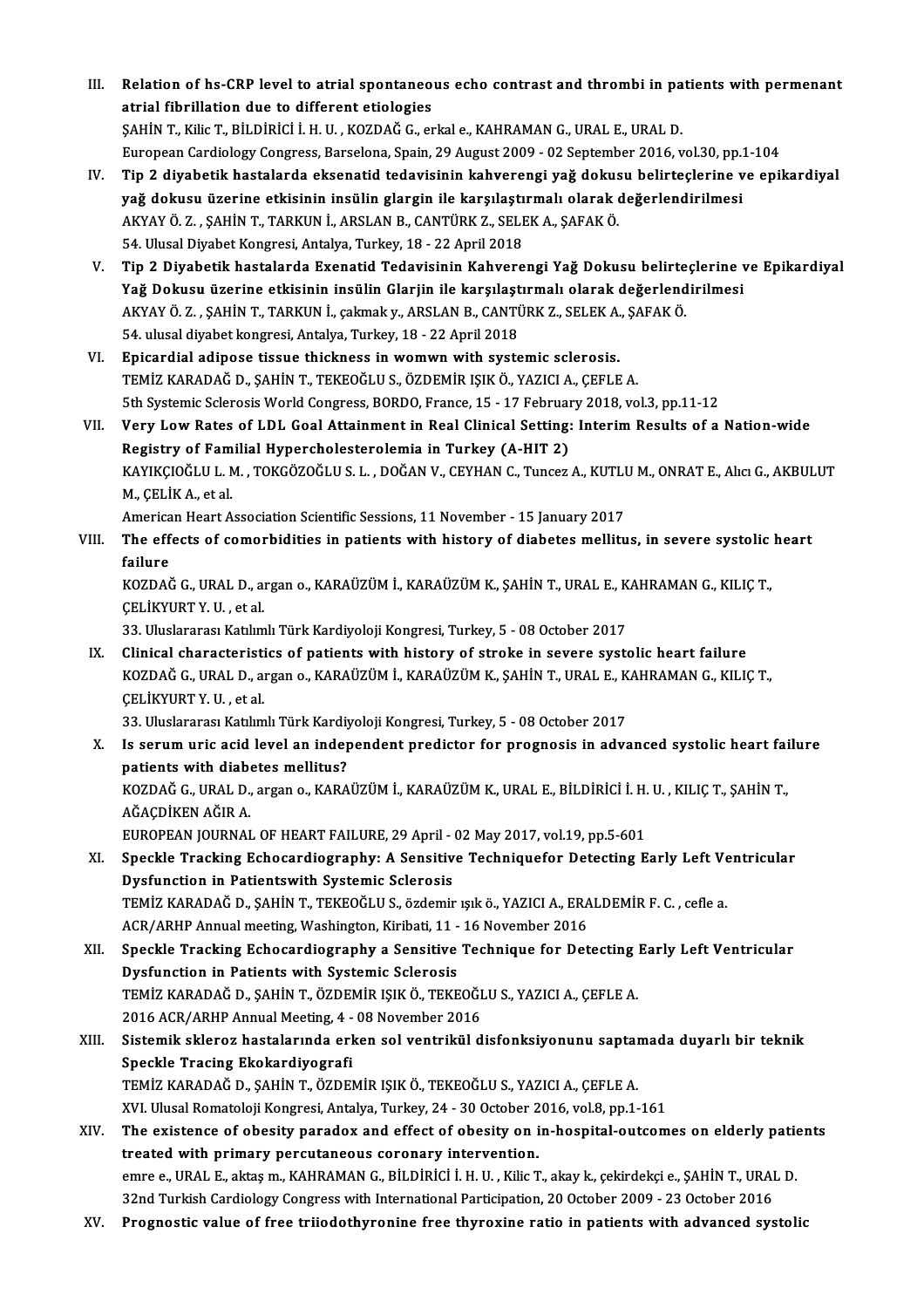III. **Relation of hs-CRP level to atrial spontaneous echo contrast and thrombi in patients with permenant atrial fibrillation due to different etiologies**
ŞAHİN T., Kilic T., BİLDİRİCİ İ. H. U. , KOZDAĞ G., erkal e., KAHRAMAN G., URAL E., URAL D.
European Cardiology Congress, Barselona, Spain, 29 August 2009 - 02 September 2016, vol.30, pp.1-104

IV. **Tip 2 diyabetik hastalarda eksenatid tedavisinin kahverengi yağ dokusu belirteçlerine ve epikardiyal yağ dokusu üzerine etkisinin insülin glargin ile karşılaştırmalı olarak değerlendirilmesi**
AKYAY Ö. Z. , ŞAHİN T., TARKUN İ., ARSLAN B., CANTÜRK Z., SELEK A., ŞAFAK Ö.
54. Ulusal Diyabet Kongresi, Antalya, Turkey, 18 - 22 April 2018

V. **Tip 2 Diyabetik hastalarda Exenatid Tedavisinin Kahverengi Yağ Dokusu belirteçlerine ve Epikardiyal Yağ Dokusu üzerine etkisinin insülin Glarjin ile karşılaştırmalı olarak değerlendirilmesi**
AKYAY Ö. Z. , ŞAHİN T., TARKUN İ., çakmak y., ARSLAN B., CANTÜRK Z., SELEK A., ŞAFAK Ö.
54. ulusal diyabet kongresi, Antalya, Turkey, 18 - 22 April 2018

VI. **Epicardial adipose tissue thickness in womwn with systemic sclerosis.**
TEMİZ KARADAĞ D., ŞAHİN T., TEKEOĞLU S., ÖZDEMİR IŞIK Ö., YAZICI A., ÇEFLE A.
5th Systemic Sclerosis World Congress, BORDO, France, 15 - 17 February 2018, vol.3, pp.11-12

VII. **Very Low Rates of LDL Goal Attainment in Real Clinical Setting: Interim Results of a Nation-wide Registry of Familial Hypercholesterolemia in Turkey (A-HIT 2)**
KAYIKÇIOĞLU L. M. , TOKGÖZOĞLU S. L. , DOĞAN V., CEYHAN C., Tuncez A., KUTLU M., ONRAT E., Alıcı G., AKBULUT M., ÇELİK A., et al.
American Heart Association Scientific Sessions, 11 November - 15 January 2017

VIII. **The effects of comorbidities in patients with history of diabetes mellitus, in severe systolic heart failure**
KOZDAĞ G., URAL D., argan o., KARAÜZÜM İ., KARAÜZÜM K., ŞAHİN T., URAL E., KAHRAMAN G., KILIÇ T., ÇELİKYURT Y. U. , et al.
33. Uluslararası Katılımlı Türk Kardiyoloji Kongresi, Turkey, 5 - 08 October 2017

IX. **Clinical characteristics of patients with history of stroke in severe systolic heart failure**
KOZDAĞ G., URAL D., argan o., KARAÜZÜM İ., KARAÜZÜM K., ŞAHİN T., URAL E., KAHRAMAN G., KILIÇ T., ÇELİKYURT Y. U. , et al.
33. Uluslararası Katılımlı Türk Kardiyoloji Kongresi, Turkey, 5 - 08 October 2017

X. **Is serum uric acid level an independent predictor for prognosis in advanced systolic heart failure patients with diabetes mellitus?**
KOZDAĞ G., URAL D., argan o., KARAÜZÜM İ., KARAÜZÜM K., URAL E., BİLDİRİCİ İ. H. U. , KILIÇ T., ŞAHİN T., AĞAÇDİKEN AĞIR A.
EUROPEAN JOURNAL OF HEART FAILURE, 29 April - 02 May 2017, vol.19, pp.5-601

XI. **Speckle Tracking Echocardiography: A Sensitive Techniquefor Detecting Early Left Ventricular Dysfunction in Patientswith Systemic Sclerosis**
TEMİZ KARADAĞ D., ŞAHİN T., TEKEOĞLU S., özdemir ışık ö., YAZICI A., ERALDEMİR F. C. , cefle a.
ACR/ARHP Annual meeting, Washington, Kiribati, 11 - 16 November 2016

XII. **Speckle Tracking Echocardiography a Sensitive Technique for Detecting Early Left Ventricular Dysfunction in Patients with Systemic Sclerosis**
TEMİZ KARADAĞ D., ŞAHİN T., ÖZDEMİR IŞIK Ö., TEKEOĞLU S., YAZICI A., ÇEFLE A.
2016 ACR/ARHP Annual Meeting, 4 - 08 November 2016

XIII. **Sistemik skleroz hastalarında erken sol ventrikül disfonksiyonunu saptamada duyarlı bir teknik Speckle Tracing Ekokardiyografi**
TEMİZ KARADAĞ D., ŞAHİN T., ÖZDEMİR IŞIK Ö., TEKEOĞLU S., YAZICI A., ÇEFLE A.
XVI. Ulusal Romatoloji Kongresi, Antalya, Turkey, 24 - 30 October 2016, vol.8, pp.1-161

XIV. **The existence of obesity paradox and effect of obesity on in-hospital-outcomes on elderly patients treated with primary percutaneous coronary intervention.**
emre e., URAL E., aktaş m., KAHRAMAN G., BİLDİRİCİ İ. H. U. , Kilic T., akay k., çekirdekçi e., ŞAHİN T., URAL D.
32nd Turkish Cardiology Congress with International Participation, 20 October 2009 - 23 October 2016

XV. **Prognostic value of free triiodothyronine free thyroxine ratio in patients with advanced systolic**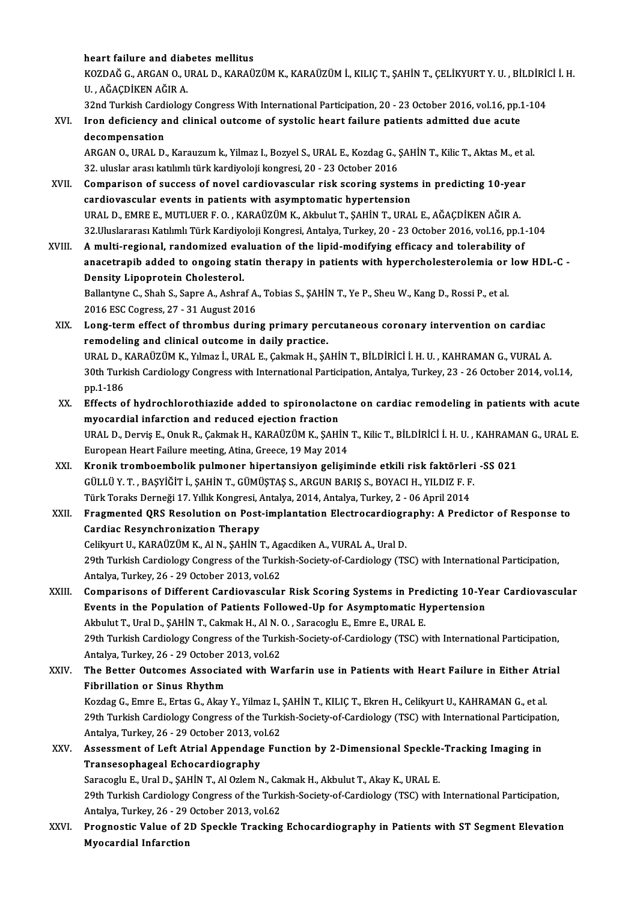heart failure and diabetes mellitus
KOZDAĞ G., ARGAN O., URAL D., KARAÜZÜM K., KARAÜZÜM İ., KILIÇ T., ŞAHİN T., ÇELİKYURT Y. U. , BİLDİRİCİ İ. H. U. , AĞAÇDİKEN AĞIR A.
32nd Turkish Cardiology Congress With International Participation, 20 - 23 October 2016, vol.16, pp.1-104

XVI. **Iron deficiency and clinical outcome of systolic heart failure patients admitted due acute decompensation**
ARGAN O., URAL D., Karauzum k., Yilmaz I., Bozyel S., URAL E., Kozdag G., ŞAHİN T., Kilic T., Aktas M., et al.
32. uluslar arası katılımlı türk kardiyoloji kongresi, 20 - 23 October 2016

XVII. **Comparison of success of novel cardiovascular risk scoring systems in predicting 10-year cardiovascular events in patients with asymptomatic hypertension**
URAL D., EMRE E., MUTLUER F. O. , KARAÜZÜM K., Akbulut T., ŞAHİN T., URAL E., AĞAÇDİKEN AĞIR A.
32.Uluslararası Katılımlı Türk Kardiyoloji Kongresi, Antalya, Turkey, 20 - 23 October 2016, vol.16, pp.1-104

XVIII. **A multi-regional, randomized evaluation of the lipid-modifying efficacy and tolerability of anacetrapib added to ongoing statin therapy in patients with hypercholesterolemia or low HDL-C - Density Lipoprotein Cholesterol.**
Ballantyne C., Shah S., Sapre A., Ashraf A., Tobias S., ŞAHİN T., Ye P., Sheu W., Kang D., Rossi P., et al.
2016 ESC Cogress, 27 - 31 August 2016

XIX. **Long-term effect of thrombus during primary percutaneous coronary intervention on cardiac remodeling and clinical outcome in daily practice.**
URAL D., KARAÜZÜM K., Yılmaz İ., URAL E., Çakmak H., ŞAHİN T., BİLDİRİCİ İ. H. U. , KAHRAMAN G., VURAL A.
30th Turkish Cardiology Congress with International Participation, Antalya, Turkey, 23 - 26 October 2014, vol.14, pp.1-186

XX. **Effects of hydrochlorothiazide added to spironolactone on cardiac remodeling in patients with acute myocardial infarction and reduced ejection fraction**
URAL D., Derviş E., Onuk R., Çakmak H., KARAÜZÜM K., ŞAHİN T., Kilic T., BİLDİRİCİ İ. H. U. , KAHRAMAN G., URAL E.
European Heart Failure meeting, Atina, Greece, 19 May 2014

XXI. **Kronik tromboembolik pulmoner hipertansiyon gelişiminde etkili risk faktörleri -SS 021**
GÜLLÜ Y. T. , BAŞYİĞİT İ., ŞAHİN T., GÜMÜŞTAŞ S., ARGUN BARIŞ S., BOYACI H., YILDIZ F. F.
Türk Toraks Derneği 17. Yıllık Kongresi, Antalya, 2014, Antalya, Turkey, 2 - 06 April 2014

XXII. **Fragmented QRS Resolution on Post-implantation Electrocardiography: A Predictor of Response to Cardiac Resynchronization Therapy**
Celikyurt U., KARAÜZÜM K., Al N., ŞAHİN T., Agacdiken A., VURAL A., Ural D.
29th Turkish Cardiology Congress of the Turkish-Society-of-Cardiology (TSC) with International Participation, Antalya, Turkey, 26 - 29 October 2013, vol.62

XXIII. **Comparisons of Different Cardiovascular Risk Scoring Systems in Predicting 10-Year Cardiovascular Events in the Population of Patients Followed-Up for Asymptomatic Hypertension**
Akbulut T., Ural D., ŞAHİN T., Cakmak H., Al N. O. , Saracoglu E., Emre E., URAL E.
29th Turkish Cardiology Congress of the Turkish-Society-of-Cardiology (TSC) with International Participation, Antalya, Turkey, 26 - 29 October 2013, vol.62

XXIV. **The Better Outcomes Associated with Warfarin use in Patients with Heart Failure in Either Atrial Fibrillation or Sinus Rhythm**
Kozdag G., Emre E., Ertas G., Akay Y., Yilmaz I., ŞAHİN T., KILIÇ T., Ekren H., Celikyurt U., KAHRAMAN G., et al.
29th Turkish Cardiology Congress of the Turkish-Society-of-Cardiology (TSC) with International Participation, Antalya, Turkey, 26 - 29 October 2013, vol.62

XXV. **Assessment of Left Atrial Appendage Function by 2-Dimensional Speckle-Tracking Imaging in Transesophageal Echocardiography**
Saracoglu E., Ural D., ŞAHİN T., Al Ozlem N., Cakmak H., Akbulut T., Akay K., URAL E.
29th Turkish Cardiology Congress of the Turkish-Society-of-Cardiology (TSC) with International Participation, Antalya, Turkey, 26 - 29 October 2013, vol.62

XXVI. **Prognostic Value of 2D Speckle Tracking Echocardiography in Patients with ST Segment Elevation Myocardial Infarction**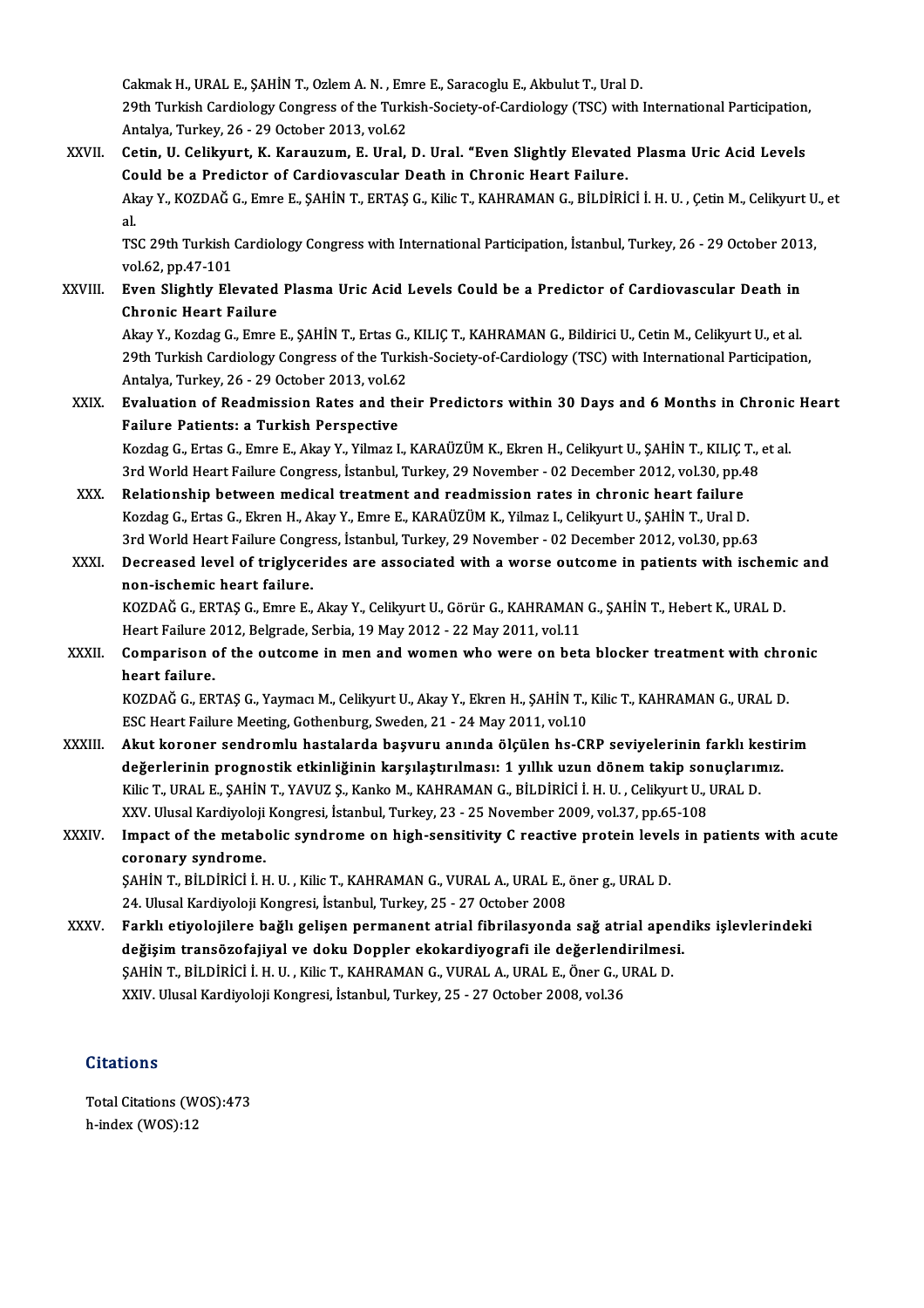Cakmak H., URAL E., ŞAHİN T., Ozlem A. N. , Emre E., Saracoglu E., Akbulut T., Ural D.
29th Turkish Cardiology Congress of the Turkish-Society-of-Cardiology (TSC) with International Participation, Antalya, Turkey, 26 - 29 October 2013, vol.62

XXVII. **Cetin, U. Celikyurt, K. Karauzum, E. Ural, D. Ural. "Even Slightly Elevated Plasma Uric Acid Levels Could be a Predictor of Cardiovascular Death in Chronic Heart Failure.**
Akay Y., KOZDAĞ G., Emre E., ŞAHİN T., ERTAŞ G., Kilic T., KAHRAMAN G., BİLDİRİCİ İ. H. U. , Çetin M., Celikyurt U., et al.
TSC 29th Turkish Cardiology Congress with International Participation, İstanbul, Turkey, 26 - 29 October 2013, vol.62, pp.47-101

XXVIII. **Even Slightly Elevated Plasma Uric Acid Levels Could be a Predictor of Cardiovascular Death in Chronic Heart Failure**
Akay Y., Kozdag G., Emre E., ŞAHİN T., Ertas G., KILIÇ T., KAHRAMAN G., Bildirici U., Cetin M., Celikyurt U., et al.
29th Turkish Cardiology Congress of the Turkish-Society-of-Cardiology (TSC) with International Participation, Antalya, Turkey, 26 - 29 October 2013, vol.62

XXIX. **Evaluation of Readmission Rates and their Predictors within 30 Days and 6 Months in Chronic Heart Failure Patients: a Turkish Perspective**
Kozdag G., Ertas G., Emre E., Akay Y., Yilmaz I., KARAÜZÜM K., Ekren H., Celikyurt U., ŞAHİN T., KILIÇ T., et al.
3rd World Heart Failure Congress, İstanbul, Turkey, 29 November - 02 December 2012, vol.30, pp.48

XXX. **Relationship between medical treatment and readmission rates in chronic heart failure**
Kozdag G., Ertas G., Ekren H., Akay Y., Emre E., KARAÜZÜM K., Yilmaz I., Celikyurt U., ŞAHİN T., Ural D.
3rd World Heart Failure Congress, İstanbul, Turkey, 29 November - 02 December 2012, vol.30, pp.63

XXXI. **Decreased level of triglycerides are associated with a worse outcome in patients with ischemic and non-ischemic heart failure.**
KOZDAĞ G., ERTAŞ G., Emre E., Akay Y., Celikyurt U., Görür G., KAHRAMAN G., ŞAHİN T., Hebert K., URAL D.
Heart Failure 2012, Belgrade, Serbia, 19 May 2012 - 22 May 2011, vol.11

XXXII. **Comparison of the outcome in men and women who were on beta blocker treatment with chronic heart failure.**
KOZDAĞ G., ERTAŞ G., Yaymacı M., Celikyurt U., Akay Y., Ekren H., ŞAHİN T., Kilic T., KAHRAMAN G., URAL D.
ESC Heart Failure Meeting, Gothenburg, Sweden, 21 - 24 May 2011, vol.10

XXXIII. **Akut koroner sendromlu hastalarda başvuru anında ölçülen hs-CRP seviyelerinin farklı kestirim değerlerinin prognostik etkinliğinin karşılaştırılması: 1 yıllık uzun dönem takip sonuçlarımız.**
Kilic T., URAL E., ŞAHİN T., YAVUZ Ş., Kanko M., KAHRAMAN G., BİLDİRİCİ İ. H. U. , Celikyurt U., URAL D.
XXV. Ulusal Kardiyoloji Kongresi, İstanbul, Turkey, 23 - 25 November 2009, vol.37, pp.65-108

XXXIV. **Impact of the metabolic syndrome on high-sensitivity C reactive protein levels in patients with acute coronary syndrome.**
ŞAHİN T., BİLDİRİCİ İ. H. U. , Kilic T., KAHRAMAN G., VURAL A., URAL E., öner g., URAL D.
24. Ulusal Kardiyoloji Kongresi, İstanbul, Turkey, 25 - 27 October 2008

XXXV. **Farklı etiyolojilere bağlı gelişen permanent atrial fibrilasyonda sağ atrial apendiks işlevlerindeki değişim transözofajiyal ve doku Doppler ekokardiyografi ile değerlendirilmesi.**
ŞAHİN T., BİLDİRİCİ İ. H. U. , Kilic T., KAHRAMAN G., VURAL A., URAL E., Öner G., URAL D.
XXIV. Ulusal Kardiyoloji Kongresi, İstanbul, Turkey, 25 - 27 October 2008, vol.36

## Citations

Total Citations (WOS):473
h-index (WOS):12